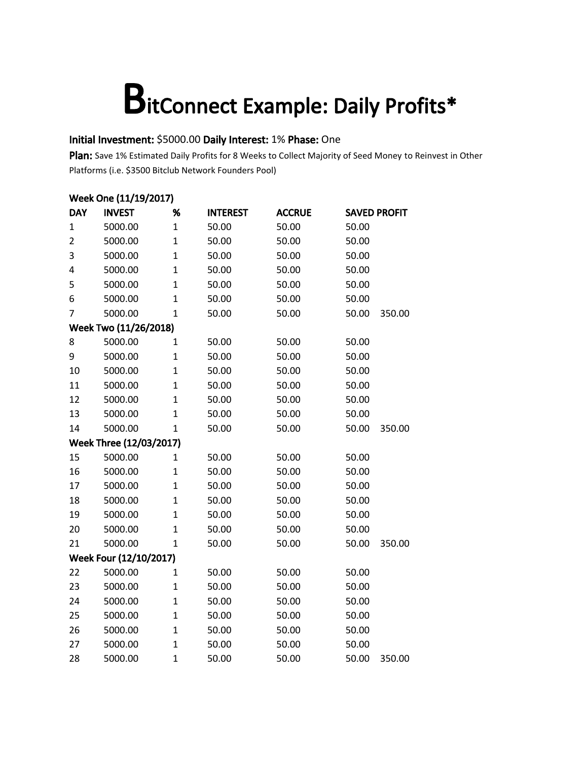# BitConnect Example: Daily Profits*

**Initial Investment:** $5000.00 **Daily Interest:** 1% **Phase:** One

**Plan:** Save 1% Estimated Daily Profits for 8 Weeks to Collect Majority of Seed Money to Reinvest in Other Platforms (i.e. $3500 Bitclub Network Founders Pool)

| DAY | INVEST | % | INTEREST | ACCRUE | SAVED PROFIT | |
|---|---|---|---|---|---|---|
| **Week One (11/19/2017)** | | | | | | |
| 1 | 5000.00 | 1 | 50.00 | 50.00 | 50.00 | |
| 2 | 5000.00 | 1 | 50.00 | 50.00 | 50.00 | |
| 3 | 5000.00 | 1 | 50.00 | 50.00 | 50.00 | |
| 4 | 5000.00 | 1 | 50.00 | 50.00 | 50.00 | |
| 5 | 5000.00 | 1 | 50.00 | 50.00 | 50.00 | |
| 6 | 5000.00 | 1 | 50.00 | 50.00 | 50.00 | |
| 7 | 5000.00 | 1 | 50.00 | 50.00 | 50.00 | 350.00 |
| **Week Two (11/26/2018)** | | | | | | |
| 8 | 5000.00 | 1 | 50.00 | 50.00 | 50.00 | |
| 9 | 5000.00 | 1 | 50.00 | 50.00 | 50.00 | |
| 10 | 5000.00 | 1 | 50.00 | 50.00 | 50.00 | |
| 11 | 5000.00 | 1 | 50.00 | 50.00 | 50.00 | |
| 12 | 5000.00 | 1 | 50.00 | 50.00 | 50.00 | |
| 13 | 5000.00 | 1 | 50.00 | 50.00 | 50.00 | |
| 14 | 5000.00 | 1 | 50.00 | 50.00 | 50.00 | 350.00 |
| **Week Three (12/03/2017)** | | | | | | |
| 15 | 5000.00 | 1 | 50.00 | 50.00 | 50.00 | |
| 16 | 5000.00 | 1 | 50.00 | 50.00 | 50.00 | |
| 17 | 5000.00 | 1 | 50.00 | 50.00 | 50.00 | |
| 18 | 5000.00 | 1 | 50.00 | 50.00 | 50.00 | |
| 19 | 5000.00 | 1 | 50.00 | 50.00 | 50.00 | |
| 20 | 5000.00 | 1 | 50.00 | 50.00 | 50.00 | |
| 21 | 5000.00 | 1 | 50.00 | 50.00 | 50.00 | 350.00 |
| **Week Four (12/10/2017)** | | | | | | |
| 22 | 5000.00 | 1 | 50.00 | 50.00 | 50.00 | |
| 23 | 5000.00 | 1 | 50.00 | 50.00 | 50.00 | |
| 24 | 5000.00 | 1 | 50.00 | 50.00 | 50.00 | |
| 25 | 5000.00 | 1 | 50.00 | 50.00 | 50.00 | |
| 26 | 5000.00 | 1 | 50.00 | 50.00 | 50.00 | |
| 27 | 5000.00 | 1 | 50.00 | 50.00 | 50.00 | |
| 28 | 5000.00 | 1 | 50.00 | 50.00 | 50.00 | 350.00 |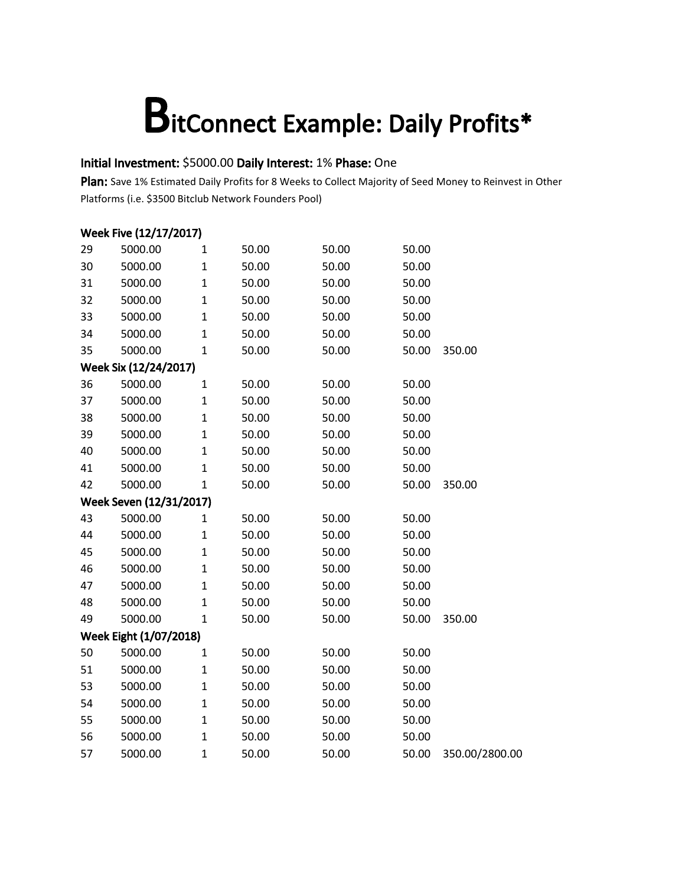# BitConnect Example: Daily Profits*

**Initial Investment:** $5000.00 **Daily Interest:** 1% **Phase:** One

**Plan:** Save 1% Estimated Daily Profits for 8 Weeks to Collect Majority of Seed Money to Reinvest in Other Platforms (i.e. $3500 Bitclub Network Founders Pool)

| | | | | | | |
|---|---|---|---|---|---|---|
| **Week Five (12/17/2017)** | | | | | | |
| 29 | 5000.00 | 1 | 50.00 | 50.00 | 50.00 | |
| 30 | 5000.00 | 1 | 50.00 | 50.00 | 50.00 | |
| 31 | 5000.00 | 1 | 50.00 | 50.00 | 50.00 | |
| 32 | 5000.00 | 1 | 50.00 | 50.00 | 50.00 | |
| 33 | 5000.00 | 1 | 50.00 | 50.00 | 50.00 | |
| 34 | 5000.00 | 1 | 50.00 | 50.00 | 50.00 | |
| 35 | 5000.00 | 1 | 50.00 | 50.00 | 50.00 | 350.00 |
| **Week Six (12/24/2017)** | | | | | | |
| 36 | 5000.00 | 1 | 50.00 | 50.00 | 50.00 | |
| 37 | 5000.00 | 1 | 50.00 | 50.00 | 50.00 | |
| 38 | 5000.00 | 1 | 50.00 | 50.00 | 50.00 | |
| 39 | 5000.00 | 1 | 50.00 | 50.00 | 50.00 | |
| 40 | 5000.00 | 1 | 50.00 | 50.00 | 50.00 | |
| 41 | 5000.00 | 1 | 50.00 | 50.00 | 50.00 | |
| 42 | 5000.00 | 1 | 50.00 | 50.00 | 50.00 | 350.00 |
| **Week Seven (12/31/2017)** | | | | | | |
| 43 | 5000.00 | 1 | 50.00 | 50.00 | 50.00 | |
| 44 | 5000.00 | 1 | 50.00 | 50.00 | 50.00 | |
| 45 | 5000.00 | 1 | 50.00 | 50.00 | 50.00 | |
| 46 | 5000.00 | 1 | 50.00 | 50.00 | 50.00 | |
| 47 | 5000.00 | 1 | 50.00 | 50.00 | 50.00 | |
| 48 | 5000.00 | 1 | 50.00 | 50.00 | 50.00 | |
| 49 | 5000.00 | 1 | 50.00 | 50.00 | 50.00 | 350.00 |
| **Week Eight (1/07/2018)** | | | | | | |
| 50 | 5000.00 | 1 | 50.00 | 50.00 | 50.00 | |
| 51 | 5000.00 | 1 | 50.00 | 50.00 | 50.00 | |
| 53 | 5000.00 | 1 | 50.00 | 50.00 | 50.00 | |
| 54 | 5000.00 | 1 | 50.00 | 50.00 | 50.00 | |
| 55 | 5000.00 | 1 | 50.00 | 50.00 | 50.00 | |
| 56 | 5000.00 | 1 | 50.00 | 50.00 | 50.00 | |
| 57 | 5000.00 | 1 | 50.00 | 50.00 | 50.00 | 350.00/2800.00 |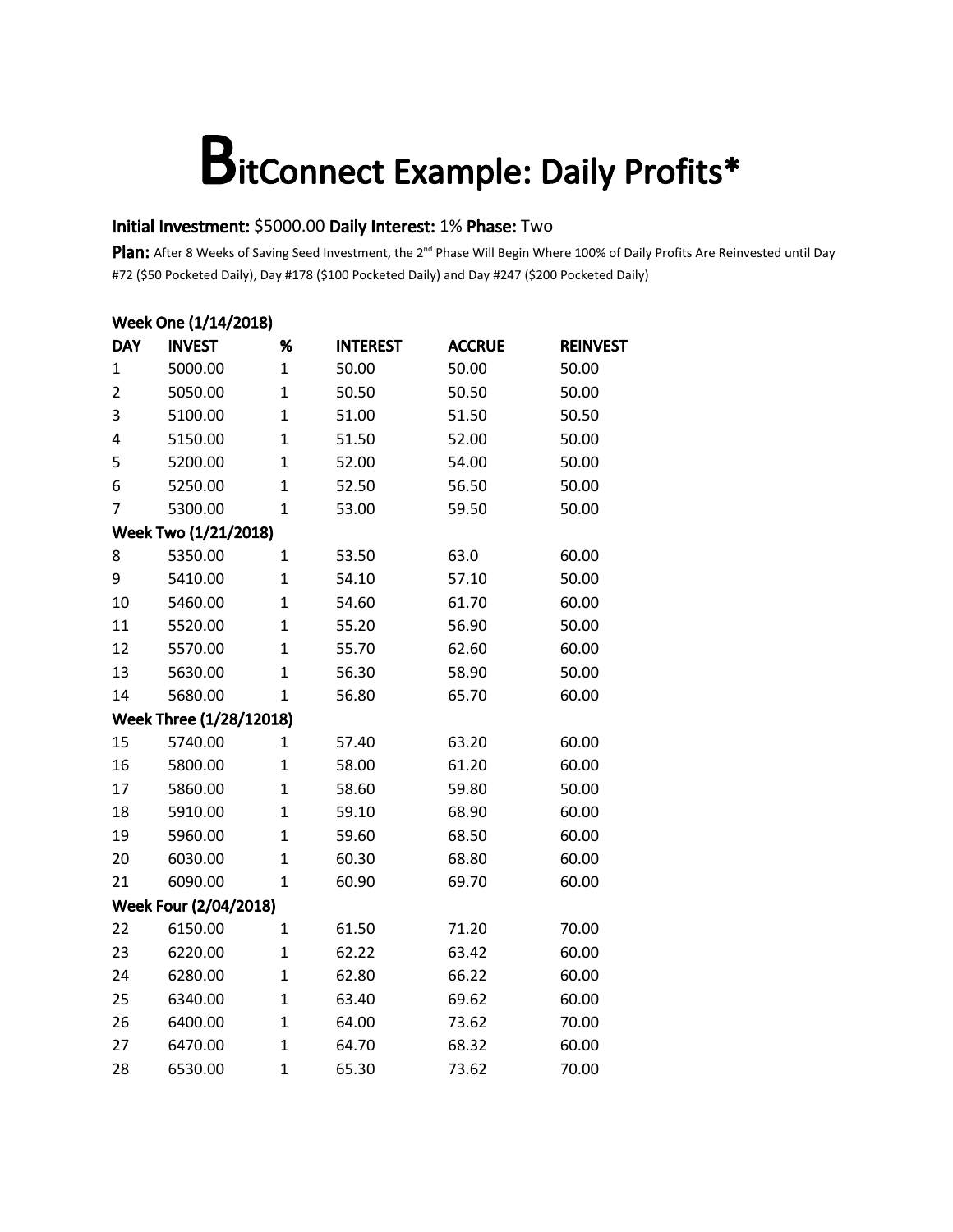# BitConnect Example: Daily Profits*

**Initial Investment:** $5000.00 **Daily Interest:** 1% **Phase:** Two

**Plan:** After 8 Weeks of Saving Seed Investment, the 2nd Phase Will Begin Where 100% of Daily Profits Are Reinvested until Day #72 ($50 Pocketed Daily), Day #178 ($100 Pocketed Daily) and Day #247 ($200 Pocketed Daily)

**Week One (1/14/2018)**

| DAY | INVEST | % | INTEREST | ACCRUE | REINVEST |
|---|---|---|---|---|---|
| 1 | 5000.00 | 1 | 50.00 | 50.00 | 50.00 |
| 2 | 5050.00 | 1 | 50.50 | 50.50 | 50.00 |
| 3 | 5100.00 | 1 | 51.00 | 51.50 | 50.50 |
| 4 | 5150.00 | 1 | 51.50 | 52.00 | 50.00 |
| 5 | 5200.00 | 1 | 52.00 | 54.00 | 50.00 |
| 6 | 5250.00 | 1 | 52.50 | 56.50 | 50.00 |
| 7 | 5300.00 | 1 | 53.00 | 59.50 | 50.00 |
| **Week Two (1/21/2018)** | | | | | |
| 8 | 5350.00 | 1 | 53.50 | 63.0 | 60.00 |
| 9 | 5410.00 | 1 | 54.10 | 57.10 | 50.00 |
| 10 | 5460.00 | 1 | 54.60 | 61.70 | 60.00 |
| 11 | 5520.00 | 1 | 55.20 | 56.90 | 50.00 |
| 12 | 5570.00 | 1 | 55.70 | 62.60 | 60.00 |
| 13 | 5630.00 | 1 | 56.30 | 58.90 | 50.00 |
| 14 | 5680.00 | 1 | 56.80 | 65.70 | 60.00 |
| **Week Three (1/28/12018)** | | | | | |
| 15 | 5740.00 | 1 | 57.40 | 63.20 | 60.00 |
| 16 | 5800.00 | 1 | 58.00 | 61.20 | 60.00 |
| 17 | 5860.00 | 1 | 58.60 | 59.80 | 50.00 |
| 18 | 5910.00 | 1 | 59.10 | 68.90 | 60.00 |
| 19 | 5960.00 | 1 | 59.60 | 68.50 | 60.00 |
| 20 | 6030.00 | 1 | 60.30 | 68.80 | 60.00 |
| 21 | 6090.00 | 1 | 60.90 | 69.70 | 60.00 |
| **Week Four (2/04/2018)** | | | | | |
| 22 | 6150.00 | 1 | 61.50 | 71.20 | 70.00 |
| 23 | 6220.00 | 1 | 62.22 | 63.42 | 60.00 |
| 24 | 6280.00 | 1 | 62.80 | 66.22 | 60.00 |
| 25 | 6340.00 | 1 | 63.40 | 69.62 | 60.00 |
| 26 | 6400.00 | 1 | 64.00 | 73.62 | 70.00 |
| 27 | 6470.00 | 1 | 64.70 | 68.32 | 60.00 |
| 28 | 6530.00 | 1 | 65.30 | 73.62 | 70.00 |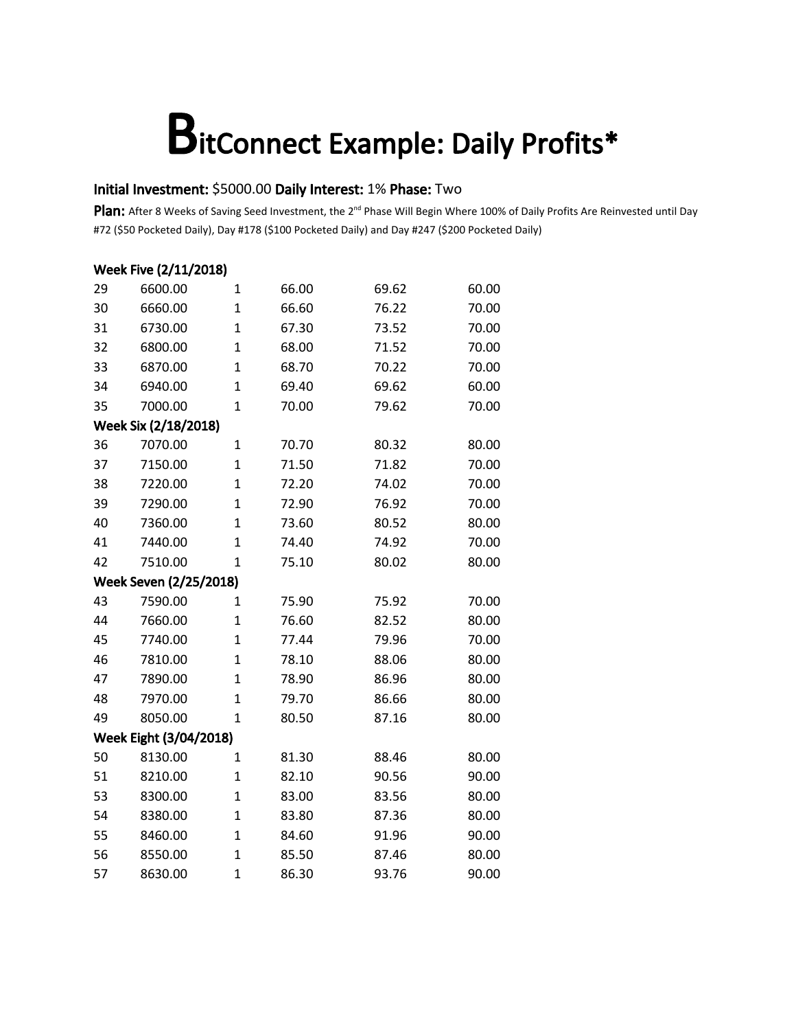# BitConnect Example: Daily Profits*

**Initial Investment:** $5000.00 **Daily Interest:** 1% **Phase:** Two

**Plan:** After 8 Weeks of Saving Seed Investment, the 2nd Phase Will Begin Where 100% of Daily Profits Are Reinvested until Day #72 ($50 Pocketed Daily), Day #178 ($100 Pocketed Daily) and Day #247 ($200 Pocketed Daily)

| | | | | | |
|---|---|---|---|---|---|
| **Week Five (2/11/2018)** | | | | | |
| 29 | 6600.00 | 1 | 66.00 | 69.62 | 60.00 |
| 30 | 6660.00 | 1 | 66.60 | 76.22 | 70.00 |
| 31 | 6730.00 | 1 | 67.30 | 73.52 | 70.00 |
| 32 | 6800.00 | 1 | 68.00 | 71.52 | 70.00 |
| 33 | 6870.00 | 1 | 68.70 | 70.22 | 70.00 |
| 34 | 6940.00 | 1 | 69.40 | 69.62 | 60.00 |
| 35 | 7000.00 | 1 | 70.00 | 79.62 | 70.00 |
| **Week Six (2/18/2018)** | | | | | |
| 36 | 7070.00 | 1 | 70.70 | 80.32 | 80.00 |
| 37 | 7150.00 | 1 | 71.50 | 71.82 | 70.00 |
| 38 | 7220.00 | 1 | 72.20 | 74.02 | 70.00 |
| 39 | 7290.00 | 1 | 72.90 | 76.92 | 70.00 |
| 40 | 7360.00 | 1 | 73.60 | 80.52 | 80.00 |
| 41 | 7440.00 | 1 | 74.40 | 74.92 | 70.00 |
| 42 | 7510.00 | 1 | 75.10 | 80.02 | 80.00 |
| **Week Seven (2/25/2018)** | | | | | |
| 43 | 7590.00 | 1 | 75.90 | 75.92 | 70.00 |
| 44 | 7660.00 | 1 | 76.60 | 82.52 | 80.00 |
| 45 | 7740.00 | 1 | 77.44 | 79.96 | 70.00 |
| 46 | 7810.00 | 1 | 78.10 | 88.06 | 80.00 |
| 47 | 7890.00 | 1 | 78.90 | 86.96 | 80.00 |
| 48 | 7970.00 | 1 | 79.70 | 86.66 | 80.00 |
| 49 | 8050.00 | 1 | 80.50 | 87.16 | 80.00 |
| **Week Eight (3/04/2018)** | | | | | |
| 50 | 8130.00 | 1 | 81.30 | 88.46 | 80.00 |
| 51 | 8210.00 | 1 | 82.10 | 90.56 | 90.00 |
| 53 | 8300.00 | 1 | 83.00 | 83.56 | 80.00 |
| 54 | 8380.00 | 1 | 83.80 | 87.36 | 80.00 |
| 55 | 8460.00 | 1 | 84.60 | 91.96 | 90.00 |
| 56 | 8550.00 | 1 | 85.50 | 87.46 | 80.00 |
| 57 | 8630.00 | 1 | 86.30 | 93.76 | 90.00 |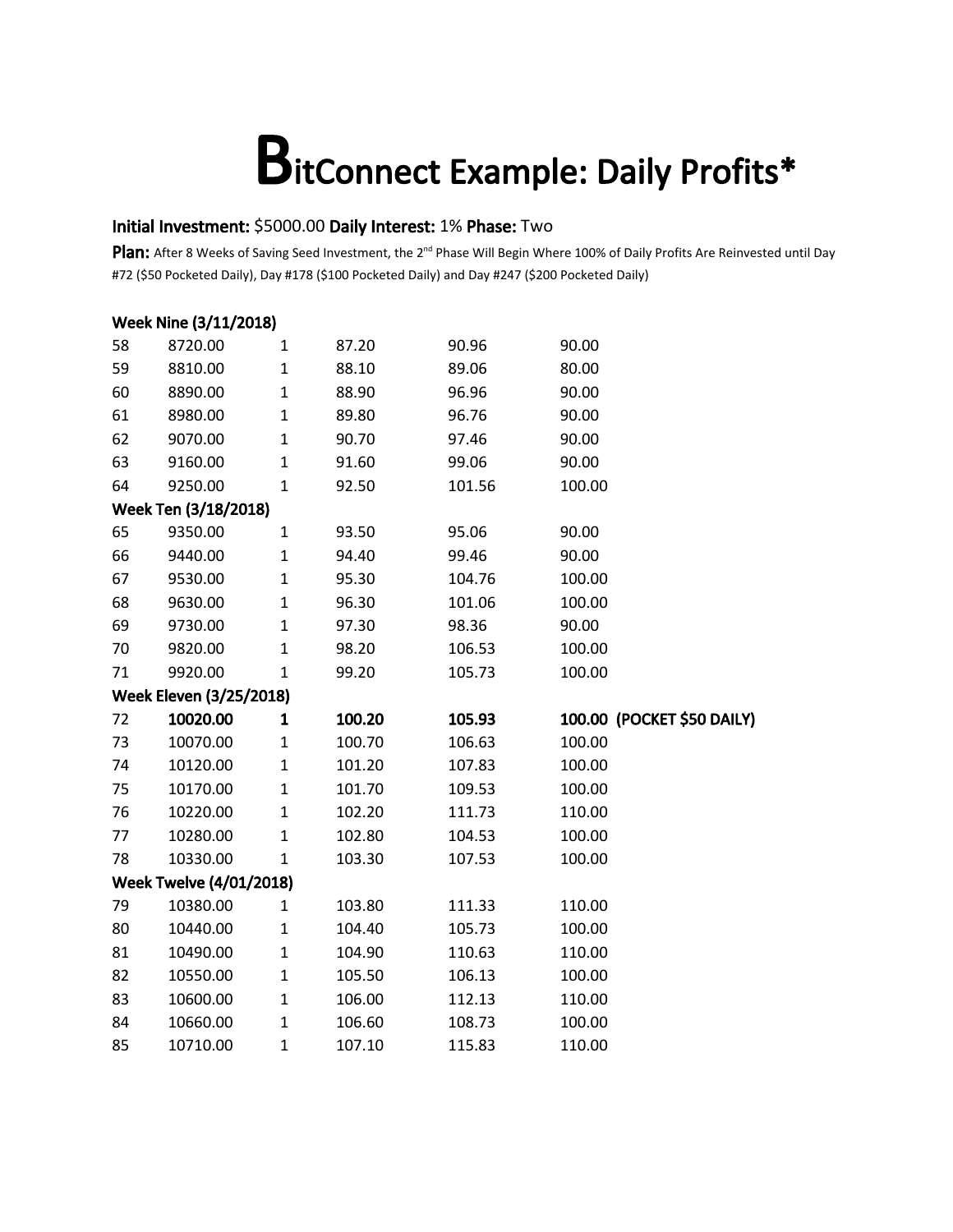# BitConnect Example: Daily Profits*

**Initial Investment:** $5000.00 **Daily Interest:** 1% **Phase:** Two

**Plan:** After 8 Weeks of Saving Seed Investment, the 2nd Phase Will Begin Where 100% of Daily Profits Are Reinvested until Day #72 ($50 Pocketed Daily), Day #178 ($100 Pocketed Daily) and Day #247 ($200 Pocketed Daily)

| | | | | | |
|---|---|---|---|---|---|
| **Week Nine (3/11/2018)** | | | | | |
| 58 | 8720.00 | 1 | 87.20 | 90.96 | 90.00 |
| 59 | 8810.00 | 1 | 88.10 | 89.06 | 80.00 |
| 60 | 8890.00 | 1 | 88.90 | 96.96 | 90.00 |
| 61 | 8980.00 | 1 | 89.80 | 96.76 | 90.00 |
| 62 | 9070.00 | 1 | 90.70 | 97.46 | 90.00 |
| 63 | 9160.00 | 1 | 91.60 | 99.06 | 90.00 |
| 64 | 9250.00 | 1 | 92.50 | 101.56 | 100.00 |
| **Week Ten (3/18/2018)** | | | | | |
| 65 | 9350.00 | 1 | 93.50 | 95.06 | 90.00 |
| 66 | 9440.00 | 1 | 94.40 | 99.46 | 90.00 |
| 67 | 9530.00 | 1 | 95.30 | 104.76 | 100.00 |
| 68 | 9630.00 | 1 | 96.30 | 101.06 | 100.00 |
| 69 | 9730.00 | 1 | 97.30 | 98.36 | 90.00 |
| 70 | 9820.00 | 1 | 98.20 | 106.53 | 100.00 |
| 71 | 9920.00 | 1 | 99.20 | 105.73 | 100.00 |
| **Week Eleven (3/25/2018)** | | | | | |
| **72** | **10020.00** | **1** | **100.20** | **105.93** | **100.00 (POCKET $50 DAILY)** |
| 73 | 10070.00 | 1 | 100.70 | 106.63 | 100.00 |
| 74 | 10120.00 | 1 | 101.20 | 107.83 | 100.00 |
| 75 | 10170.00 | 1 | 101.70 | 109.53 | 100.00 |
| 76 | 10220.00 | 1 | 102.20 | 111.73 | 110.00 |
| 77 | 10280.00 | 1 | 102.80 | 104.53 | 100.00 |
| 78 | 10330.00 | 1 | 103.30 | 107.53 | 100.00 |
| **Week Twelve (4/01/2018)** | | | | | |
| 79 | 10380.00 | 1 | 103.80 | 111.33 | 110.00 |
| 80 | 10440.00 | 1 | 104.40 | 105.73 | 100.00 |
| 81 | 10490.00 | 1 | 104.90 | 110.63 | 110.00 |
| 82 | 10550.00 | 1 | 105.50 | 106.13 | 100.00 |
| 83 | 10600.00 | 1 | 106.00 | 112.13 | 110.00 |
| 84 | 10660.00 | 1 | 106.60 | 108.73 | 100.00 |
| 85 | 10710.00 | 1 | 107.10 | 115.83 | 110.00 |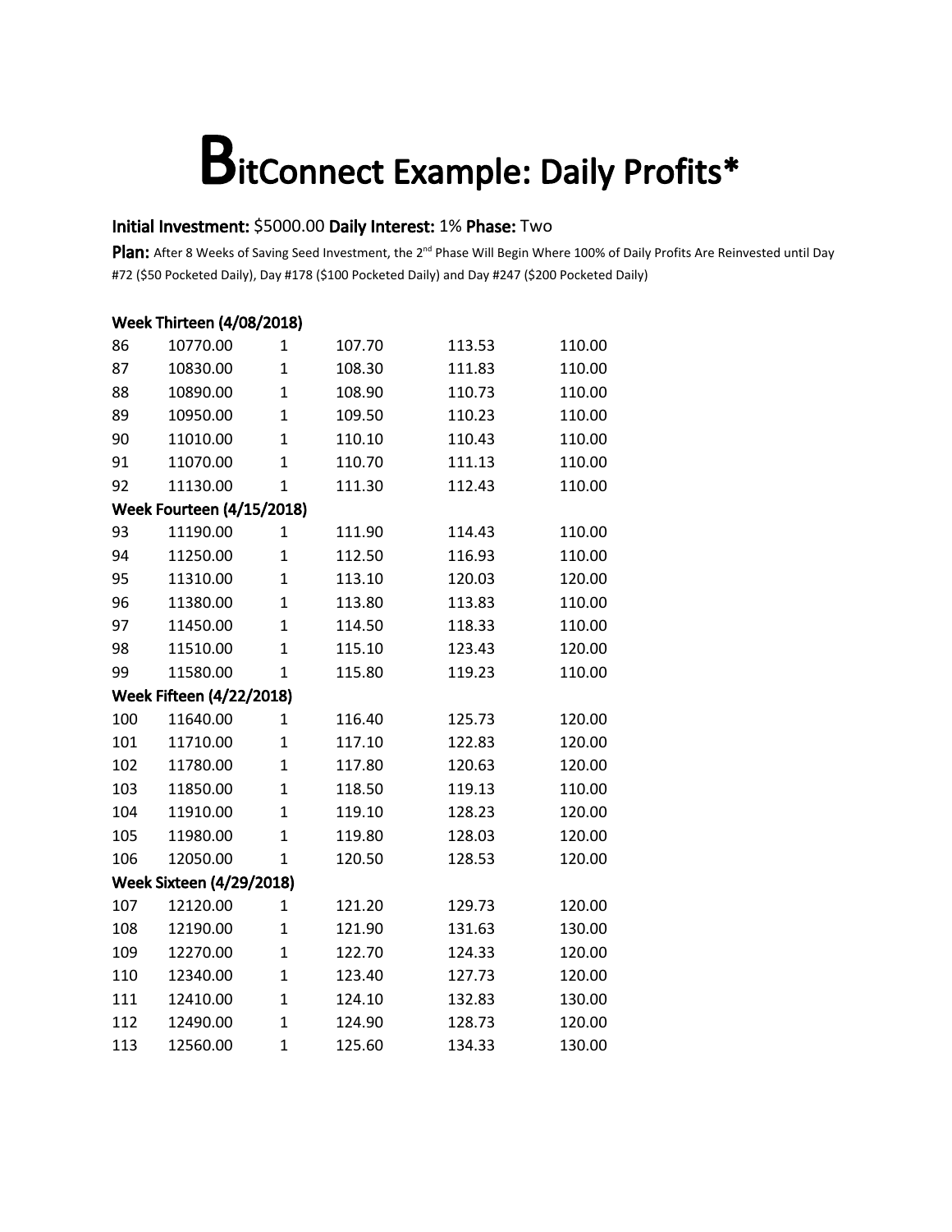# BitConnect Example: Daily Profits*

**Initial Investment:** $5000.00 **Daily Interest:** 1% **Phase:** Two

**Plan:** After 8 Weeks of Saving Seed Investment, the 2nd Phase Will Begin Where 100% of Daily Profits Are Reinvested until Day #72 ($50 Pocketed Daily), Day #178 ($100 Pocketed Daily) and Day #247 ($200 Pocketed Daily)

| | | | | | |
|---|---|---|---|---|---|
| **Week Thirteen (4/08/2018)** | | | | | |
| 86 | 10770.00 | 1 | 107.70 | 113.53 | 110.00 |
| 87 | 10830.00 | 1 | 108.30 | 111.83 | 110.00 |
| 88 | 10890.00 | 1 | 108.90 | 110.73 | 110.00 |
| 89 | 10950.00 | 1 | 109.50 | 110.23 | 110.00 |
| 90 | 11010.00 | 1 | 110.10 | 110.43 | 110.00 |
| 91 | 11070.00 | 1 | 110.70 | 111.13 | 110.00 |
| 92 | 11130.00 | 1 | 111.30 | 112.43 | 110.00 |
| **Week Fourteen (4/15/2018)** | | | | | |
| 93 | 11190.00 | 1 | 111.90 | 114.43 | 110.00 |
| 94 | 11250.00 | 1 | 112.50 | 116.93 | 110.00 |
| 95 | 11310.00 | 1 | 113.10 | 120.03 | 120.00 |
| 96 | 11380.00 | 1 | 113.80 | 113.83 | 110.00 |
| 97 | 11450.00 | 1 | 114.50 | 118.33 | 110.00 |
| 98 | 11510.00 | 1 | 115.10 | 123.43 | 120.00 |
| 99 | 11580.00 | 1 | 115.80 | 119.23 | 110.00 |
| **Week Fifteen (4/22/2018)** | | | | | |
| 100 | 11640.00 | 1 | 116.40 | 125.73 | 120.00 |
| 101 | 11710.00 | 1 | 117.10 | 122.83 | 120.00 |
| 102 | 11780.00 | 1 | 117.80 | 120.63 | 120.00 |
| 103 | 11850.00 | 1 | 118.50 | 119.13 | 110.00 |
| 104 | 11910.00 | 1 | 119.10 | 128.23 | 120.00 |
| 105 | 11980.00 | 1 | 119.80 | 128.03 | 120.00 |
| 106 | 12050.00 | 1 | 120.50 | 128.53 | 120.00 |
| **Week Sixteen (4/29/2018)** | | | | | |
| 107 | 12120.00 | 1 | 121.20 | 129.73 | 120.00 |
| 108 | 12190.00 | 1 | 121.90 | 131.63 | 130.00 |
| 109 | 12270.00 | 1 | 122.70 | 124.33 | 120.00 |
| 110 | 12340.00 | 1 | 123.40 | 127.73 | 120.00 |
| 111 | 12410.00 | 1 | 124.10 | 132.83 | 130.00 |
| 112 | 12490.00 | 1 | 124.90 | 128.73 | 120.00 |
| 113 | 12560.00 | 1 | 125.60 | 134.33 | 130.00 |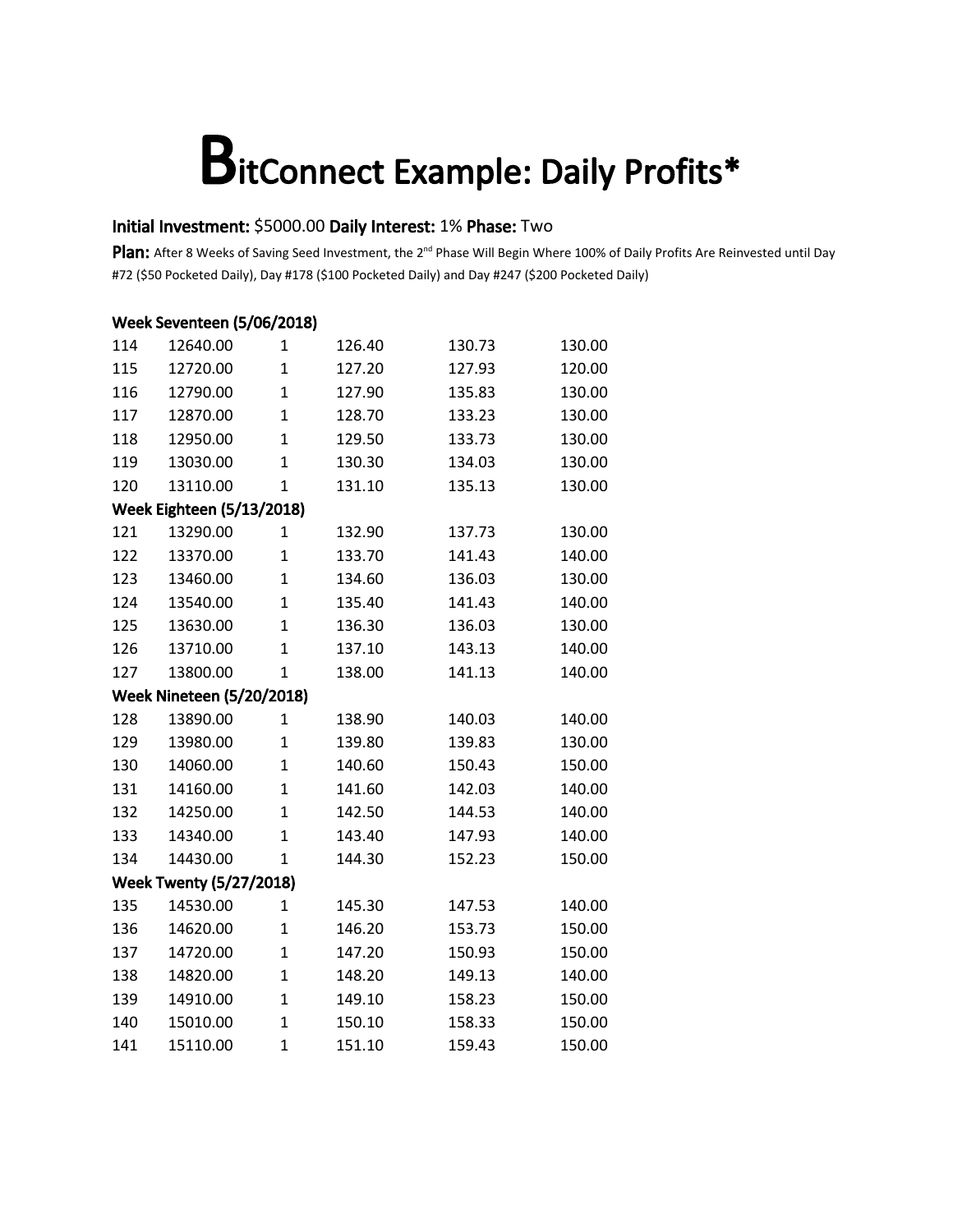# BitConnect Example: Daily Profits*

**Initial Investment:** $5000.00 **Daily Interest:** 1% **Phase:** Two

**Plan:** After 8 Weeks of Saving Seed Investment, the 2nd Phase Will Begin Where 100% of Daily Profits Are Reinvested until Day #72 ($50 Pocketed Daily), Day #178 ($100 Pocketed Daily) and Day #247 ($200 Pocketed Daily)

| | | | | | |
|---|---|---|---|---|---|
| **Week Seventeen (5/06/2018)** | | | | | |
| 114 | 12640.00 | 1 | 126.40 | 130.73 | 130.00 |
| 115 | 12720.00 | 1 | 127.20 | 127.93 | 120.00 |
| 116 | 12790.00 | 1 | 127.90 | 135.83 | 130.00 |
| 117 | 12870.00 | 1 | 128.70 | 133.23 | 130.00 |
| 118 | 12950.00 | 1 | 129.50 | 133.73 | 130.00 |
| 119 | 13030.00 | 1 | 130.30 | 134.03 | 130.00 |
| 120 | 13110.00 | 1 | 131.10 | 135.13 | 130.00 |
| **Week Eighteen (5/13/2018)** | | | | | |
| 121 | 13290.00 | 1 | 132.90 | 137.73 | 130.00 |
| 122 | 13370.00 | 1 | 133.70 | 141.43 | 140.00 |
| 123 | 13460.00 | 1 | 134.60 | 136.03 | 130.00 |
| 124 | 13540.00 | 1 | 135.40 | 141.43 | 140.00 |
| 125 | 13630.00 | 1 | 136.30 | 136.03 | 130.00 |
| 126 | 13710.00 | 1 | 137.10 | 143.13 | 140.00 |
| 127 | 13800.00 | 1 | 138.00 | 141.13 | 140.00 |
| **Week Nineteen (5/20/2018)** | | | | | |
| 128 | 13890.00 | 1 | 138.90 | 140.03 | 140.00 |
| 129 | 13980.00 | 1 | 139.80 | 139.83 | 130.00 |
| 130 | 14060.00 | 1 | 140.60 | 150.43 | 150.00 |
| 131 | 14160.00 | 1 | 141.60 | 142.03 | 140.00 |
| 132 | 14250.00 | 1 | 142.50 | 144.53 | 140.00 |
| 133 | 14340.00 | 1 | 143.40 | 147.93 | 140.00 |
| 134 | 14430.00 | 1 | 144.30 | 152.23 | 150.00 |
| **Week Twenty (5/27/2018)** | | | | | |
| 135 | 14530.00 | 1 | 145.30 | 147.53 | 140.00 |
| 136 | 14620.00 | 1 | 146.20 | 153.73 | 150.00 |
| 137 | 14720.00 | 1 | 147.20 | 150.93 | 150.00 |
| 138 | 14820.00 | 1 | 148.20 | 149.13 | 140.00 |
| 139 | 14910.00 | 1 | 149.10 | 158.23 | 150.00 |
| 140 | 15010.00 | 1 | 150.10 | 158.33 | 150.00 |
| 141 | 15110.00 | 1 | 151.10 | 159.43 | 150.00 |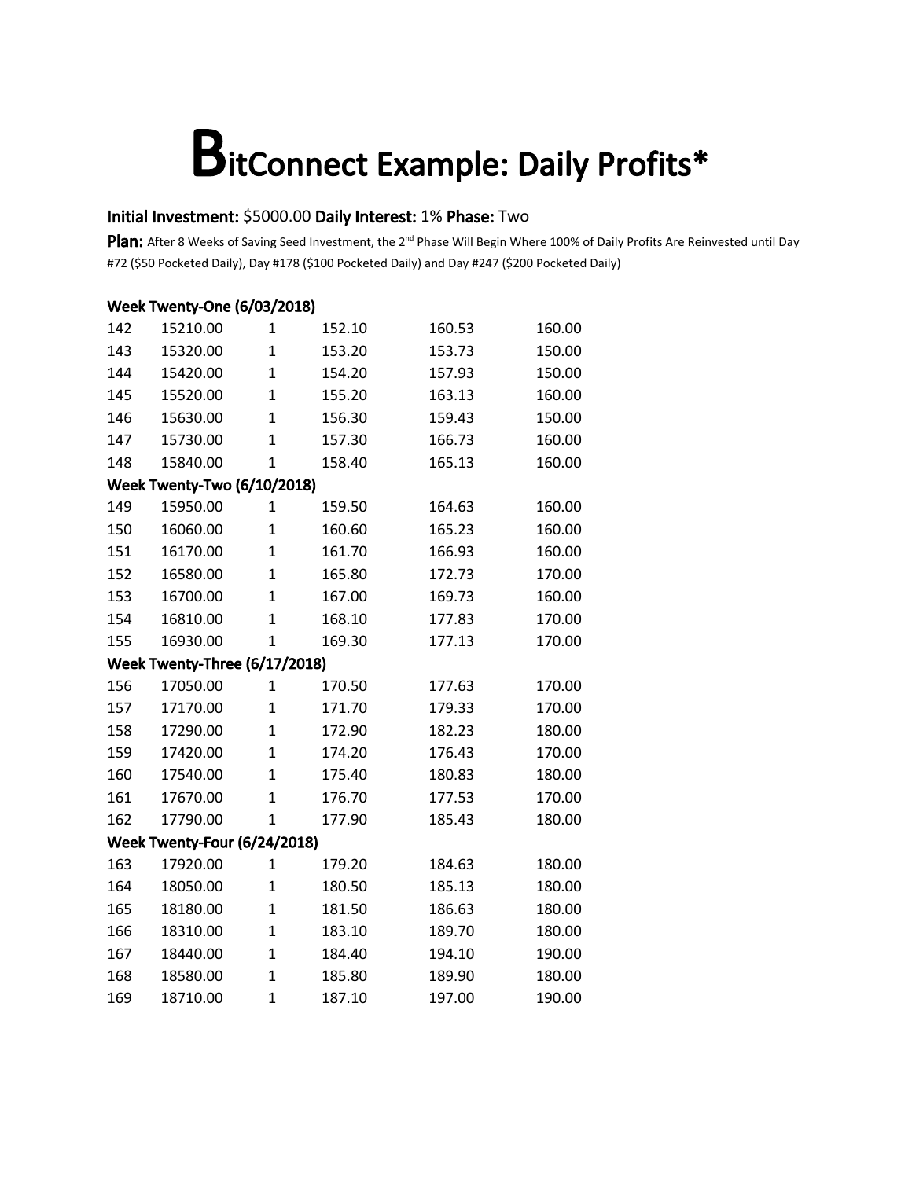# BitConnect Example: Daily Profits*

**Initial Investment:** $5000.00 **Daily Interest:** 1% **Phase:** Two

**Plan:** After 8 Weeks of Saving Seed Investment, the 2nd Phase Will Begin Where 100% of Daily Profits Are Reinvested until Day #72 ($50 Pocketed Daily), Day #178 ($100 Pocketed Daily) and Day #247 ($200 Pocketed Daily)

**Week Twenty-One (6/03/2018)**

| | | | | | |
|---|---|---|---|---|---|
| 142 | 15210.00 | 1 | 152.10 | 160.53 | 160.00 |
| 143 | 15320.00 | 1 | 153.20 | 153.73 | 150.00 |
| 144 | 15420.00 | 1 | 154.20 | 157.93 | 150.00 |
| 145 | 15520.00 | 1 | 155.20 | 163.13 | 160.00 |
| 146 | 15630.00 | 1 | 156.30 | 159.43 | 150.00 |
| 147 | 15730.00 | 1 | 157.30 | 166.73 | 160.00 |
| 148 | 15840.00 | 1 | 158.40 | 165.13 | 160.00 |

**Week Twenty-Two (6/10/2018)**

| | | | | | |
|---|---|---|---|---|---|
| 149 | 15950.00 | 1 | 159.50 | 164.63 | 160.00 |
| 150 | 16060.00 | 1 | 160.60 | 165.23 | 160.00 |
| 151 | 16170.00 | 1 | 161.70 | 166.93 | 160.00 |
| 152 | 16580.00 | 1 | 165.80 | 172.73 | 170.00 |
| 153 | 16700.00 | 1 | 167.00 | 169.73 | 160.00 |
| 154 | 16810.00 | 1 | 168.10 | 177.83 | 170.00 |
| 155 | 16930.00 | 1 | 169.30 | 177.13 | 170.00 |

**Week Twenty-Three (6/17/2018)**

| | | | | | |
|---|---|---|---|---|---|
| 156 | 17050.00 | 1 | 170.50 | 177.63 | 170.00 |
| 157 | 17170.00 | 1 | 171.70 | 179.33 | 170.00 |
| 158 | 17290.00 | 1 | 172.90 | 182.23 | 180.00 |
| 159 | 17420.00 | 1 | 174.20 | 176.43 | 170.00 |
| 160 | 17540.00 | 1 | 175.40 | 180.83 | 180.00 |
| 161 | 17670.00 | 1 | 176.70 | 177.53 | 170.00 |
| 162 | 17790.00 | 1 | 177.90 | 185.43 | 180.00 |

**Week Twenty-Four (6/24/2018)**

| | | | | | |
|---|---|---|---|---|---|
| 163 | 17920.00 | 1 | 179.20 | 184.63 | 180.00 |
| 164 | 18050.00 | 1 | 180.50 | 185.13 | 180.00 |
| 165 | 18180.00 | 1 | 181.50 | 186.63 | 180.00 |
| 166 | 18310.00 | 1 | 183.10 | 189.70 | 180.00 |
| 167 | 18440.00 | 1 | 184.40 | 194.10 | 190.00 |
| 168 | 18580.00 | 1 | 185.80 | 189.90 | 180.00 |
| 169 | 18710.00 | 1 | 187.10 | 197.00 | 190.00 |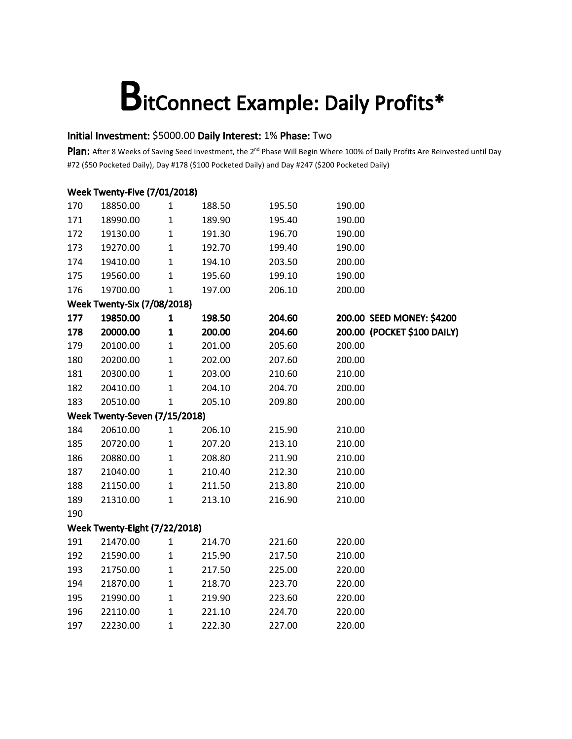# BitConnect Example: Daily Profits*

**Initial Investment:** $5000.00 **Daily Interest:** 1% **Phase:** Two

**Plan:** After 8 Weeks of Saving Seed Investment, the 2nd Phase Will Begin Where 100% of Daily Profits Are Reinvested until Day #72 ($50 Pocketed Daily), Day #178 ($100 Pocketed Daily) and Day #247 ($200 Pocketed Daily)

**Week Twenty-Five (7/01/2018)**

| | | | | | | |
|---|---|---|---|---|---|---|
| 170 | 18850.00 | 1 | 188.50 | 195.50 | 190.00 | |
| 171 | 18990.00 | 1 | 189.90 | 195.40 | 190.00 | |
| 172 | 19130.00 | 1 | 191.30 | 196.70 | 190.00 | |
| 173 | 19270.00 | 1 | 192.70 | 199.40 | 190.00 | |
| 174 | 19410.00 | 1 | 194.10 | 203.50 | 200.00 | |
| 175 | 19560.00 | 1 | 195.60 | 199.10 | 190.00 | |
| 176 | 19700.00 | 1 | 197.00 | 206.10 | 200.00 | |

**Week Twenty-Six (7/08/2018)**

| | | | | | | |
|---|---|---|---|---|---|---|
| **177** | **19850.00** | **1** | **198.50** | **204.60** | **200.00** | **SEED MONEY: $4200** |
| **178** | **20000.00** | **1** | **200.00** | **204.60** | **200.00** | **(POCKET $100 DAILY)** |
| 179 | 20100.00 | 1 | 201.00 | 205.60 | 200.00 | |
| 180 | 20200.00 | 1 | 202.00 | 207.60 | 200.00 | |
| 181 | 20300.00 | 1 | 203.00 | 210.60 | 210.00 | |
| 182 | 20410.00 | 1 | 204.10 | 204.70 | 200.00 | |
| 183 | 20510.00 | 1 | 205.10 | 209.80 | 200.00 | |

**Week Twenty-Seven (7/15/2018)**

| | | | | | |
|---|---|---|---|---|---|
| 184 | 20610.00 | 1 | 206.10 | 215.90 | 210.00 |
| 185 | 20720.00 | 1 | 207.20 | 213.10 | 210.00 |
| 186 | 20880.00 | 1 | 208.80 | 211.90 | 210.00 |
| 187 | 21040.00 | 1 | 210.40 | 212.30 | 210.00 |
| 188 | 21150.00 | 1 | 211.50 | 213.80 | 210.00 |
| 189 | 21310.00 | 1 | 213.10 | 216.90 | 210.00 |
| 190 | | | | | |

**Week Twenty-Eight (7/22/2018)**

| | | | | | |
|---|---|---|---|---|---|
| 191 | 21470.00 | 1 | 214.70 | 221.60 | 220.00 |
| 192 | 21590.00 | 1 | 215.90 | 217.50 | 210.00 |
| 193 | 21750.00 | 1 | 217.50 | 225.00 | 220.00 |
| 194 | 21870.00 | 1 | 218.70 | 223.70 | 220.00 |
| 195 | 21990.00 | 1 | 219.90 | 223.60 | 220.00 |
| 196 | 22110.00 | 1 | 221.10 | 224.70 | 220.00 |
| 197 | 22230.00 | 1 | 222.30 | 227.00 | 220.00 |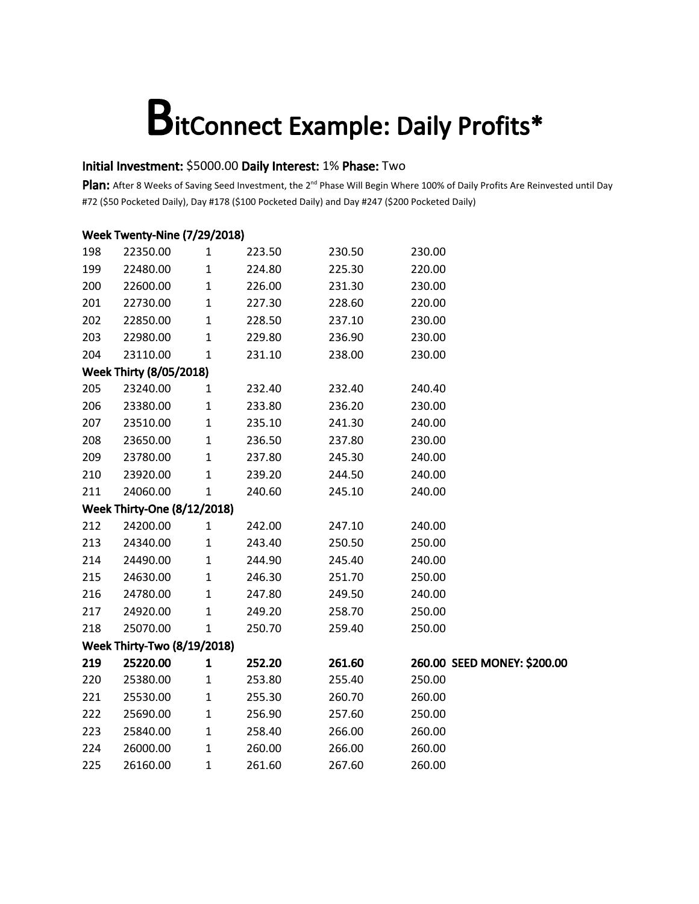# BitConnect Example: Daily Profits*

**Initial Investment:** $5000.00 **Daily Interest:** 1% **Phase:** Two

**Plan:** After 8 Weeks of Saving Seed Investment, the 2nd Phase Will Begin Where 100% of Daily Profits Are Reinvested until Day #72 ($50 Pocketed Daily), Day #178 ($100 Pocketed Daily) and Day #247 ($200 Pocketed Daily)

**Week Twenty-Nine (7/29/2018)**

| | | | | | |
|---|---|---|---|---|---|
| 198 | 22350.00 | 1 | 223.50 | 230.50 | 230.00 |
| 199 | 22480.00 | 1 | 224.80 | 225.30 | 220.00 |
| 200 | 22600.00 | 1 | 226.00 | 231.30 | 230.00 |
| 201 | 22730.00 | 1 | 227.30 | 228.60 | 220.00 |
| 202 | 22850.00 | 1 | 228.50 | 237.10 | 230.00 |
| 203 | 22980.00 | 1 | 229.80 | 236.90 | 230.00 |
| 204 | 23110.00 | 1 | 231.10 | 238.00 | 230.00 |

**Week Thirty (8/05/2018)**

| | | | | | |
|---|---|---|---|---|---|
| 205 | 23240.00 | 1 | 232.40 | 232.40 | 240.40 |
| 206 | 23380.00 | 1 | 233.80 | 236.20 | 230.00 |
| 207 | 23510.00 | 1 | 235.10 | 241.30 | 240.00 |
| 208 | 23650.00 | 1 | 236.50 | 237.80 | 230.00 |
| 209 | 23780.00 | 1 | 237.80 | 245.30 | 240.00 |
| 210 | 23920.00 | 1 | 239.20 | 244.50 | 240.00 |
| 211 | 24060.00 | 1 | 240.60 | 245.10 | 240.00 |

**Week Thirty-One (8/12/2018)**

| | | | | | |
|---|---|---|---|---|---|
| 212 | 24200.00 | 1 | 242.00 | 247.10 | 240.00 |
| 213 | 24340.00 | 1 | 243.40 | 250.50 | 250.00 |
| 214 | 24490.00 | 1 | 244.90 | 245.40 | 240.00 |
| 215 | 24630.00 | 1 | 246.30 | 251.70 | 250.00 |
| 216 | 24780.00 | 1 | 247.80 | 249.50 | 240.00 |
| 217 | 24920.00 | 1 | 249.20 | 258.70 | 250.00 |
| 218 | 25070.00 | 1 | 250.70 | 259.40 | 250.00 |

**Week Thirty-Two (8/19/2018)**

| | | | | | |
|---|---|---|---|---|---|
| **219** | **25220.00** | **1** | **252.20** | **261.60** | **260.00 SEED MONEY: $200.00** |
| 220 | 25380.00 | 1 | 253.80 | 255.40 | 250.00 |
| 221 | 25530.00 | 1 | 255.30 | 260.70 | 260.00 |
| 222 | 25690.00 | 1 | 256.90 | 257.60 | 250.00 |
| 223 | 25840.00 | 1 | 258.40 | 266.00 | 260.00 |
| 224 | 26000.00 | 1 | 260.00 | 266.00 | 260.00 |
| 225 | 26160.00 | 1 | 261.60 | 267.60 | 260.00 |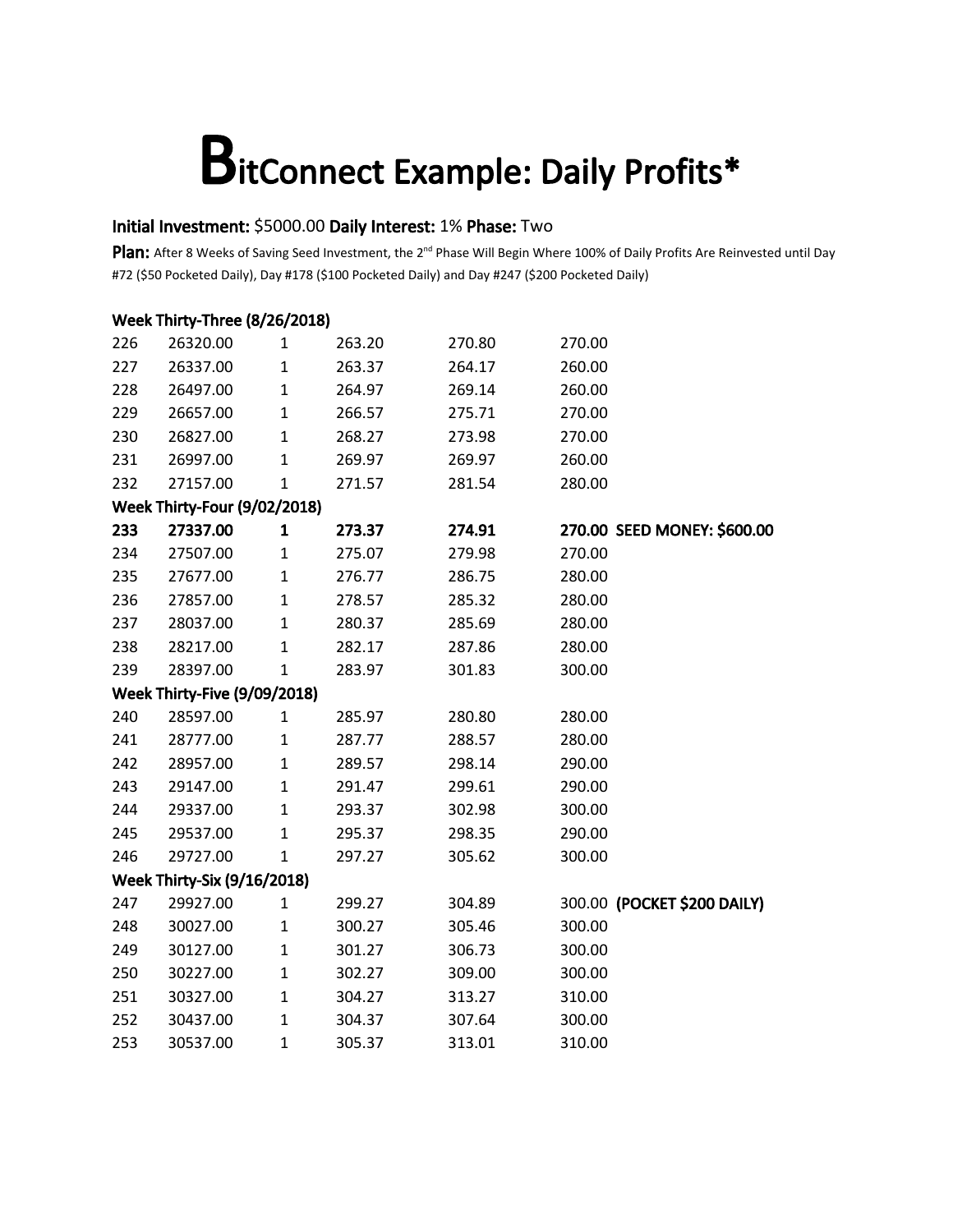# BitConnect Example: Daily Profits*

**Initial Investment:** $5000.00 **Daily Interest:** 1% **Phase:** Two

**Plan:** After 8 Weeks of Saving Seed Investment, the 2nd Phase Will Begin Where 100% of Daily Profits Are Reinvested until Day #72 ($50 Pocketed Daily), Day #178 ($100 Pocketed Daily) and Day #247 ($200 Pocketed Daily)

| | | | | | | |
|---|---|---|---|---|---|---|
| **Week Thirty-Three (8/26/2018)** | | | | | | |
| 226 | 26320.00 | 1 | 263.20 | 270.80 | 270.00 | |
| 227 | 26337.00 | 1 | 263.37 | 264.17 | 260.00 | |
| 228 | 26497.00 | 1 | 264.97 | 269.14 | 260.00 | |
| 229 | 26657.00 | 1 | 266.57 | 275.71 | 270.00 | |
| 230 | 26827.00 | 1 | 268.27 | 273.98 | 270.00 | |
| 231 | 26997.00 | 1 | 269.97 | 269.97 | 260.00 | |
| 232 | 27157.00 | 1 | 271.57 | 281.54 | 280.00 | |
| **Week Thirty-Four (9/02/2018)** | | | | | | |
| **233** | **27337.00** | **1** | **273.37** | **274.91** | **270.00** | **SEED MONEY: $600.00** |
| 234 | 27507.00 | 1 | 275.07 | 279.98 | 270.00 | |
| 235 | 27677.00 | 1 | 276.77 | 286.75 | 280.00 | |
| 236 | 27857.00 | 1 | 278.57 | 285.32 | 280.00 | |
| 237 | 28037.00 | 1 | 280.37 | 285.69 | 280.00 | |
| 238 | 28217.00 | 1 | 282.17 | 287.86 | 280.00 | |
| 239 | 28397.00 | 1 | 283.97 | 301.83 | 300.00 | |
| **Week Thirty-Five (9/09/2018)** | | | | | | |
| 240 | 28597.00 | 1 | 285.97 | 280.80 | 280.00 | |
| 241 | 28777.00 | 1 | 287.77 | 288.57 | 280.00 | |
| 242 | 28957.00 | 1 | 289.57 | 298.14 | 290.00 | |
| 243 | 29147.00 | 1 | 291.47 | 299.61 | 290.00 | |
| 244 | 29337.00 | 1 | 293.37 | 302.98 | 300.00 | |
| 245 | 29537.00 | 1 | 295.37 | 298.35 | 290.00 | |
| 246 | 29727.00 | 1 | 297.27 | 305.62 | 300.00 | |
| **Week Thirty-Six (9/16/2018)** | | | | | | |
| 247 | 29927.00 | 1 | 299.27 | 304.89 | 300.00 | **(POCKET $200 DAILY)** |
| 248 | 30027.00 | 1 | 300.27 | 305.46 | 300.00 | |
| 249 | 30127.00 | 1 | 301.27 | 306.73 | 300.00 | |
| 250 | 30227.00 | 1 | 302.27 | 309.00 | 300.00 | |
| 251 | 30327.00 | 1 | 304.27 | 313.27 | 310.00 | |
| 252 | 30437.00 | 1 | 304.37 | 307.64 | 300.00 | |
| 253 | 30537.00 | 1 | 305.37 | 313.01 | 310.00 | |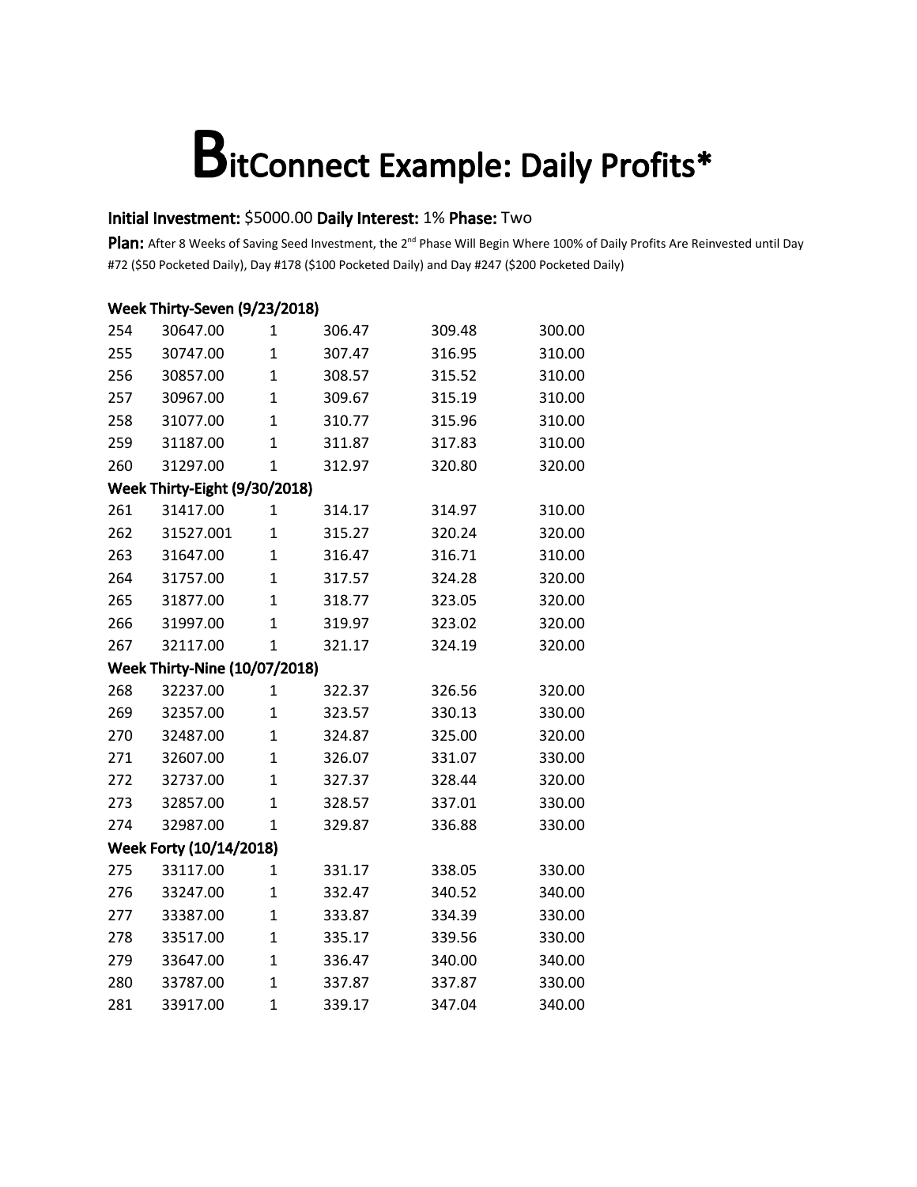# BitConnect Example: Daily Profits*

**Initial Investment:** $5000.00 **Daily Interest:** 1% **Phase:** Two

**Plan:** After 8 Weeks of Saving Seed Investment, the 2nd Phase Will Begin Where 100% of Daily Profits Are Reinvested until Day #72 ($50 Pocketed Daily), Day #178 ($100 Pocketed Daily) and Day #247 ($200 Pocketed Daily)

**Week Thirty-Seven (9/23/2018)**

| | | | | | |
|---|---|---|---|---|---|
| 254 | 30647.00 | 1 | 306.47 | 309.48 | 300.00 |
| 255 | 30747.00 | 1 | 307.47 | 316.95 | 310.00 |
| 256 | 30857.00 | 1 | 308.57 | 315.52 | 310.00 |
| 257 | 30967.00 | 1 | 309.67 | 315.19 | 310.00 |
| 258 | 31077.00 | 1 | 310.77 | 315.96 | 310.00 |
| 259 | 31187.00 | 1 | 311.87 | 317.83 | 310.00 |
| 260 | 31297.00 | 1 | 312.97 | 320.80 | 320.00 |

**Week Thirty-Eight (9/30/2018)**

| | | | | | |
|---|---|---|---|---|---|
| 261 | 31417.00 | 1 | 314.17 | 314.97 | 310.00 |
| 262 | 31527.001 | 1 | 315.27 | 320.24 | 320.00 |
| 263 | 31647.00 | 1 | 316.47 | 316.71 | 310.00 |
| 264 | 31757.00 | 1 | 317.57 | 324.28 | 320.00 |
| 265 | 31877.00 | 1 | 318.77 | 323.05 | 320.00 |
| 266 | 31997.00 | 1 | 319.97 | 323.02 | 320.00 |
| 267 | 32117.00 | 1 | 321.17 | 324.19 | 320.00 |

**Week Thirty-Nine (10/07/2018)**

| | | | | | |
|---|---|---|---|---|---|
| 268 | 32237.00 | 1 | 322.37 | 326.56 | 320.00 |
| 269 | 32357.00 | 1 | 323.57 | 330.13 | 330.00 |
| 270 | 32487.00 | 1 | 324.87 | 325.00 | 320.00 |
| 271 | 32607.00 | 1 | 326.07 | 331.07 | 330.00 |
| 272 | 32737.00 | 1 | 327.37 | 328.44 | 320.00 |
| 273 | 32857.00 | 1 | 328.57 | 337.01 | 330.00 |
| 274 | 32987.00 | 1 | 329.87 | 336.88 | 330.00 |

**Week Forty (10/14/2018)**

| | | | | | |
|---|---|---|---|---|---|
| 275 | 33117.00 | 1 | 331.17 | 338.05 | 330.00 |
| 276 | 33247.00 | 1 | 332.47 | 340.52 | 340.00 |
| 277 | 33387.00 | 1 | 333.87 | 334.39 | 330.00 |
| 278 | 33517.00 | 1 | 335.17 | 339.56 | 330.00 |
| 279 | 33647.00 | 1 | 336.47 | 340.00 | 340.00 |
| 280 | 33787.00 | 1 | 337.87 | 337.87 | 330.00 |
| 281 | 33917.00 | 1 | 339.17 | 347.04 | 340.00 |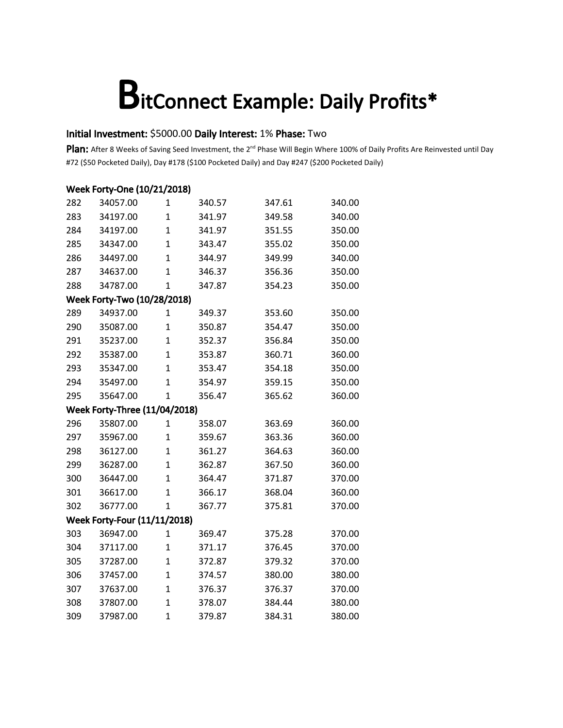# BitConnect Example: Daily Profits*

**Initial Investment:** $5000.00 **Daily Interest:** 1% **Phase:** Two

**Plan:** After 8 Weeks of Saving Seed Investment, the 2nd Phase Will Begin Where 100% of Daily Profits Are Reinvested until Day #72 ($50 Pocketed Daily), Day #178 ($100 Pocketed Daily) and Day #247 ($200 Pocketed Daily)

**Week Forty-One (10/21/2018)**

| | | | | | |
|---|---|---|---|---|---|
| 282 | 34057.00 | 1 | 340.57 | 347.61 | 340.00 |
| 283 | 34197.00 | 1 | 341.97 | 349.58 | 340.00 |
| 284 | 34197.00 | 1 | 341.97 | 351.55 | 350.00 |
| 285 | 34347.00 | 1 | 343.47 | 355.02 | 350.00 |
| 286 | 34497.00 | 1 | 344.97 | 349.99 | 340.00 |
| 287 | 34637.00 | 1 | 346.37 | 356.36 | 350.00 |
| 288 | 34787.00 | 1 | 347.87 | 354.23 | 350.00 |

**Week Forty-Two (10/28/2018)**

| | | | | | |
|---|---|---|---|---|---|
| 289 | 34937.00 | 1 | 349.37 | 353.60 | 350.00 |
| 290 | 35087.00 | 1 | 350.87 | 354.47 | 350.00 |
| 291 | 35237.00 | 1 | 352.37 | 356.84 | 350.00 |
| 292 | 35387.00 | 1 | 353.87 | 360.71 | 360.00 |
| 293 | 35347.00 | 1 | 353.47 | 354.18 | 350.00 |
| 294 | 35497.00 | 1 | 354.97 | 359.15 | 350.00 |
| 295 | 35647.00 | 1 | 356.47 | 365.62 | 360.00 |

**Week Forty-Three (11/04/2018)**

| | | | | | |
|---|---|---|---|---|---|
| 296 | 35807.00 | 1 | 358.07 | 363.69 | 360.00 |
| 297 | 35967.00 | 1 | 359.67 | 363.36 | 360.00 |
| 298 | 36127.00 | 1 | 361.27 | 364.63 | 360.00 |
| 299 | 36287.00 | 1 | 362.87 | 367.50 | 360.00 |
| 300 | 36447.00 | 1 | 364.47 | 371.87 | 370.00 |
| 301 | 36617.00 | 1 | 366.17 | 368.04 | 360.00 |
| 302 | 36777.00 | 1 | 367.77 | 375.81 | 370.00 |

**Week Forty-Four (11/11/2018)**

| | | | | | |
|---|---|---|---|---|---|
| 303 | 36947.00 | 1 | 369.47 | 375.28 | 370.00 |
| 304 | 37117.00 | 1 | 371.17 | 376.45 | 370.00 |
| 305 | 37287.00 | 1 | 372.87 | 379.32 | 370.00 |
| 306 | 37457.00 | 1 | 374.57 | 380.00 | 380.00 |
| 307 | 37637.00 | 1 | 376.37 | 376.37 | 370.00 |
| 308 | 37807.00 | 1 | 378.07 | 384.44 | 380.00 |
| 309 | 37987.00 | 1 | 379.87 | 384.31 | 380.00 |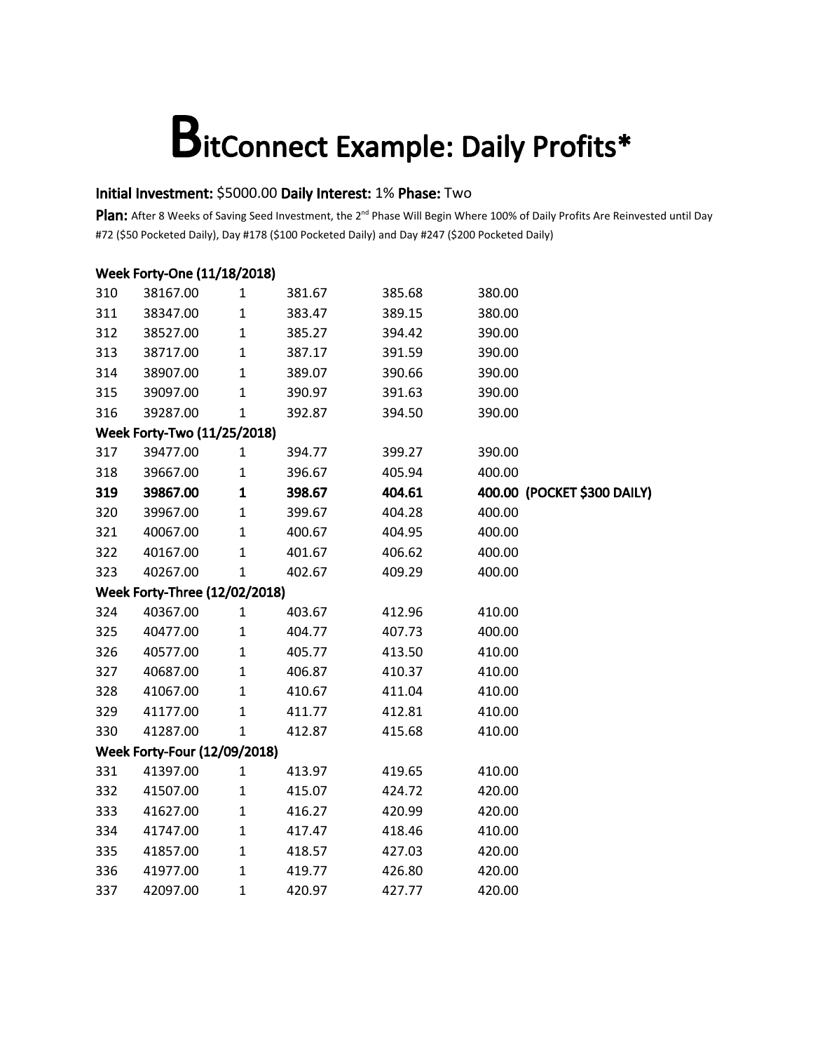# **B**itConnect Example: Daily Profits*

**Initial Investment:** $5000.00 **Daily Interest:** 1% **Phase:** Two

**Plan:** After 8 Weeks of Saving Seed Investment, the 2nd Phase Will Begin Where 100% of Daily Profits Are Reinvested until Day #72 ($50 Pocketed Daily), Day #178 ($100 Pocketed Daily) and Day #247 ($200 Pocketed Daily)

**Week Forty-One (11/18/2018)**

| | | | | | |
|---|---|---|---|---|---|
| 310 | 38167.00 | 1 | 381.67 | 385.68 | 380.00 |
| 311 | 38347.00 | 1 | 383.47 | 389.15 | 380.00 |
| 312 | 38527.00 | 1 | 385.27 | 394.42 | 390.00 |
| 313 | 38717.00 | 1 | 387.17 | 391.59 | 390.00 |
| 314 | 38907.00 | 1 | 389.07 | 390.66 | 390.00 |
| 315 | 39097.00 | 1 | 390.97 | 391.63 | 390.00 |
| 316 | 39287.00 | 1 | 392.87 | 394.50 | 390.00 |

**Week Forty-Two (11/25/2018)**

| | | | | | |
|---|---|---|---|---|---|
| 317 | 39477.00 | 1 | 394.77 | 399.27 | 390.00 |
| 318 | 39667.00 | 1 | 396.67 | 405.94 | 400.00 |
| **319** | **39867.00** | **1** | **398.67** | **404.61** | **400.00 (POCKET $300 DAILY)** |
| 320 | 39967.00 | 1 | 399.67 | 404.28 | 400.00 |
| 321 | 40067.00 | 1 | 400.67 | 404.95 | 400.00 |
| 322 | 40167.00 | 1 | 401.67 | 406.62 | 400.00 |
| 323 | 40267.00 | 1 | 402.67 | 409.29 | 400.00 |

**Week Forty-Three (12/02/2018)**

| | | | | | |
|---|---|---|---|---|---|
| 324 | 40367.00 | 1 | 403.67 | 412.96 | 410.00 |
| 325 | 40477.00 | 1 | 404.77 | 407.73 | 400.00 |
| 326 | 40577.00 | 1 | 405.77 | 413.50 | 410.00 |
| 327 | 40687.00 | 1 | 406.87 | 410.37 | 410.00 |
| 328 | 41067.00 | 1 | 410.67 | 411.04 | 410.00 |
| 329 | 41177.00 | 1 | 411.77 | 412.81 | 410.00 |
| 330 | 41287.00 | 1 | 412.87 | 415.68 | 410.00 |

**Week Forty-Four (12/09/2018)**

| | | | | | |
|---|---|---|---|---|---|
| 331 | 41397.00 | 1 | 413.97 | 419.65 | 410.00 |
| 332 | 41507.00 | 1 | 415.07 | 424.72 | 420.00 |
| 333 | 41627.00 | 1 | 416.27 | 420.99 | 420.00 |
| 334 | 41747.00 | 1 | 417.47 | 418.46 | 410.00 |
| 335 | 41857.00 | 1 | 418.57 | 427.03 | 420.00 |
| 336 | 41977.00 | 1 | 419.77 | 426.80 | 420.00 |
| 337 | 42097.00 | 1 | 420.97 | 427.77 | 420.00 |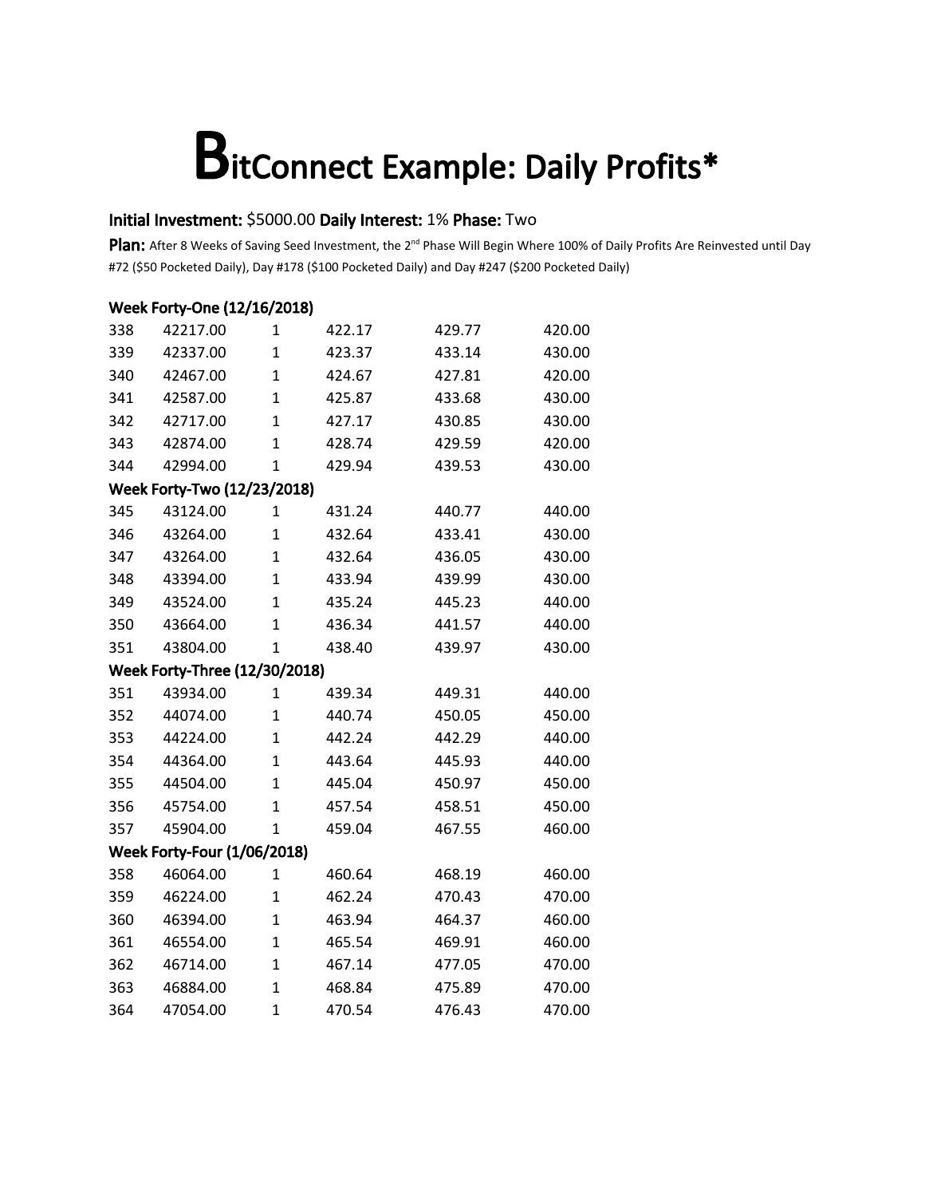# BitConnect Example: Daily Profits*

**Initial Investment:** $5000.00 **Daily Interest:** 1% **Phase:** Two

**Plan:** After 8 Weeks of Saving Seed Investment, the 2nd Phase Will Begin Where 100% of Daily Profits Are Reinvested until Day #72 ($50 Pocketed Daily), Day #178 ($100 Pocketed Daily) and Day #247 ($200 Pocketed Daily)

| | | | | | |
|---|---|---|---|---|---|
| **Week Forty-One (12/16/2018)** | | | | | |
| 338 | 42217.00 | 1 | 422.17 | 429.77 | 420.00 |
| 339 | 42337.00 | 1 | 423.37 | 433.14 | 430.00 |
| 340 | 42467.00 | 1 | 424.67 | 427.81 | 420.00 |
| 341 | 42587.00 | 1 | 425.87 | 433.68 | 430.00 |
| 342 | 42717.00 | 1 | 427.17 | 430.85 | 430.00 |
| 343 | 42874.00 | 1 | 428.74 | 429.59 | 420.00 |
| 344 | 42994.00 | 1 | 429.94 | 439.53 | 430.00 |
| **Week Forty-Two (12/23/2018)** | | | | | |
| 345 | 43124.00 | 1 | 431.24 | 440.77 | 440.00 |
| 346 | 43264.00 | 1 | 432.64 | 433.41 | 430.00 |
| 347 | 43264.00 | 1 | 432.64 | 436.05 | 430.00 |
| 348 | 43394.00 | 1 | 433.94 | 439.99 | 430.00 |
| 349 | 43524.00 | 1 | 435.24 | 445.23 | 440.00 |
| 350 | 43664.00 | 1 | 436.34 | 441.57 | 440.00 |
| 351 | 43804.00 | 1 | 438.40 | 439.97 | 430.00 |
| **Week Forty-Three (12/30/2018)** | | | | | |
| 351 | 43934.00 | 1 | 439.34 | 449.31 | 440.00 |
| 352 | 44074.00 | 1 | 440.74 | 450.05 | 450.00 |
| 353 | 44224.00 | 1 | 442.24 | 442.29 | 440.00 |
| 354 | 44364.00 | 1 | 443.64 | 445.93 | 440.00 |
| 355 | 44504.00 | 1 | 445.04 | 450.97 | 450.00 |
| 356 | 45754.00 | 1 | 457.54 | 458.51 | 450.00 |
| 357 | 45904.00 | 1 | 459.04 | 467.55 | 460.00 |
| **Week Forty-Four (1/06/2018)** | | | | | |
| 358 | 46064.00 | 1 | 460.64 | 468.19 | 460.00 |
| 359 | 46224.00 | 1 | 462.24 | 470.43 | 470.00 |
| 360 | 46394.00 | 1 | 463.94 | 464.37 | 460.00 |
| 361 | 46554.00 | 1 | 465.54 | 469.91 | 460.00 |
| 362 | 46714.00 | 1 | 467.14 | 477.05 | 470.00 |
| 363 | 46884.00 | 1 | 468.84 | 475.89 | 470.00 |
| 364 | 47054.00 | 1 | 470.54 | 476.43 | 470.00 |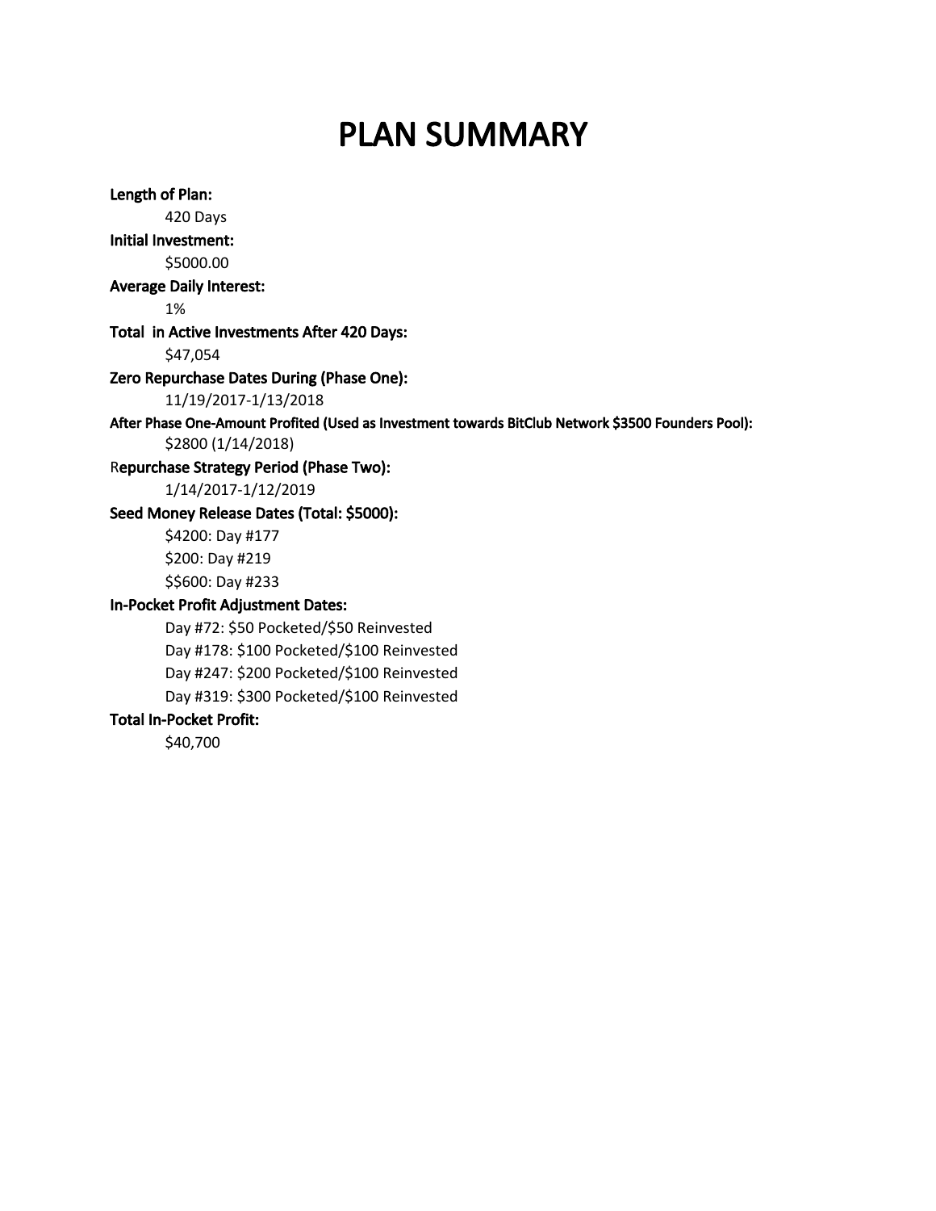# PLAN SUMMARY

**Length of Plan:**

420 Days

**Initial Investment:**

$5000.00

**Average Daily Interest:**

1%

**Total in Active Investments After 420 Days:**

$47,054

**Zero Repurchase Dates During (Phase One):**

11/19/2017-1/13/2018

**After Phase One-Amount Profited (Used as Investment towards BitClub Network $3500 Founders Pool):**

$2800 (1/14/2018)

**Repurchase Strategy Period (Phase Two):**

1/14/2017-1/12/2019

**Seed Money Release Dates (Total: $5000):**

$4200: Day #177

$200: Day #219

$$600: Day #233

**In-Pocket Profit Adjustment Dates:**

Day #72: $50 Pocketed/$50 Reinvested

Day #178: $100 Pocketed/$100 Reinvested

Day #247: $200 Pocketed/$100 Reinvested

Day #319: $300 Pocketed/$100 Reinvested

**Total In-Pocket Profit:**

$40,700